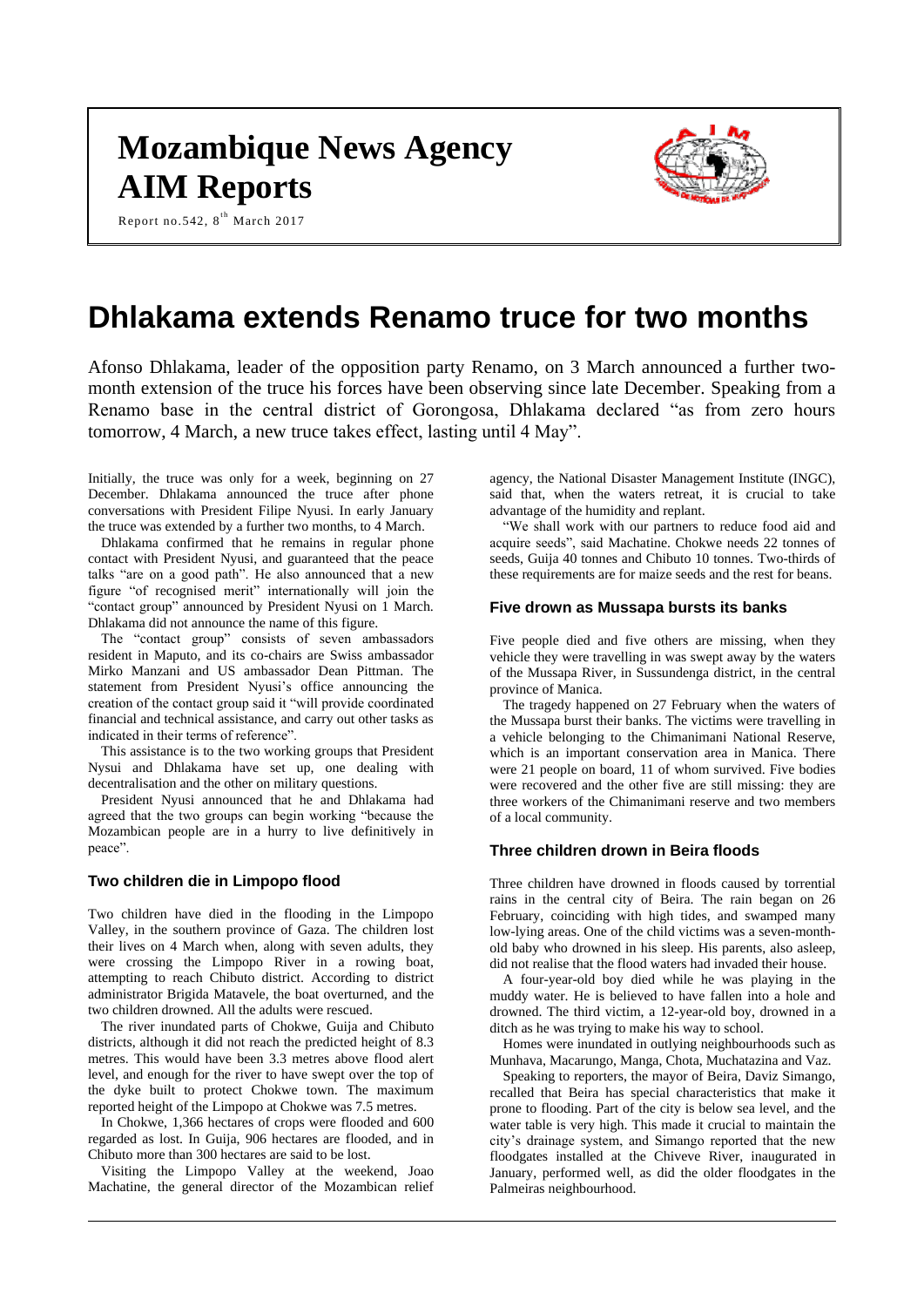# Mozambique News Agency
# AIM Reports

Report no.542, 8th March 2017

# Dhlakama extends Renamo truce for two months

Afonso Dhlakama, leader of the opposition party Renamo, on 3 March announced a further two-month extension of the truce his forces have been observing since late December. Speaking from a Renamo base in the central district of Gorongosa, Dhlakama declared "as from zero hours tomorrow, 4 March, a new truce takes effect, lasting until 4 May".

Initially, the truce was only for a week, beginning on 27 December. Dhlakama announced the truce after phone conversations with President Filipe Nyusi. In early January the truce was extended by a further two months, to 4 March.

Dhlakama confirmed that he remains in regular phone contact with President Nyusi, and guaranteed that the peace talks "are on a good path". He also announced that a new figure "of recognised merit" internationally will join the "contact group" announced by President Nyusi on 1 March. Dhlakama did not announce the name of this figure.

The "contact group" consists of seven ambassadors resident in Maputo, and its co-chairs are Swiss ambassador Mirko Manzani and US ambassador Dean Pittman. The statement from President Nyusi's office announcing the creation of the contact group said it "will provide coordinated financial and technical assistance, and carry out other tasks as indicated in their terms of reference".

This assistance is to the two working groups that President Nysui and Dhlakama have set up, one dealing with decentralisation and the other on military questions.

President Nyusi announced that he and Dhlakama had agreed that the two groups can begin working "because the Mozambican people are in a hurry to live definitively in peace".

### Two children die in Limpopo flood

Two children have died in the flooding in the Limpopo Valley, in the southern province of Gaza. The children lost their lives on 4 March when, along with seven adults, they were crossing the Limpopo River in a rowing boat, attempting to reach Chibuto district. According to district administrator Brigida Matavele, the boat overturned, and the two children drowned. All the adults were rescued.

The river inundated parts of Chokwe, Guija and Chibuto districts, although it did not reach the predicted height of 8.3 metres. This would have been 3.3 metres above flood alert level, and enough for the river to have swept over the top of the dyke built to protect Chokwe town. The maximum reported height of the Limpopo at Chokwe was 7.5 metres.

In Chokwe, 1,366 hectares of crops were flooded and 600 regarded as lost. In Guija, 906 hectares are flooded, and in Chibuto more than 300 hectares are said to be lost.

Visiting the Limpopo Valley at the weekend, Joao Machatine, the general director of the Mozambican relief agency, the National Disaster Management Institute (INGC), said that, when the waters retreat, it is crucial to take advantage of the humidity and replant.

"We shall work with our partners to reduce food aid and acquire seeds", said Machatine. Chokwe needs 22 tonnes of seeds, Guija 40 tonnes and Chibuto 10 tonnes. Two-thirds of these requirements are for maize seeds and the rest for beans.

### Five drown as Mussapa bursts its banks

Five people died and five others are missing, when they vehicle they were travelling in was swept away by the waters of the Mussapa River, in Sussundenga district, in the central province of Manica.

The tragedy happened on 27 February when the waters of the Mussapa burst their banks. The victims were travelling in a vehicle belonging to the Chimanimani National Reserve, which is an important conservation area in Manica. There were 21 people on board, 11 of whom survived. Five bodies were recovered and the other five are still missing: they are three workers of the Chimanimani reserve and two members of a local community.

### Three children drown in Beira floods

Three children have drowned in floods caused by torrential rains in the central city of Beira. The rain began on 26 February, coinciding with high tides, and swamped many low-lying areas. One of the child victims was a seven-month-old baby who drowned in his sleep. His parents, also asleep, did not realise that the flood waters had invaded their house.

A four-year-old boy died while he was playing in the muddy water. He is believed to have fallen into a hole and drowned. The third victim, a 12-year-old boy, drowned in a ditch as he was trying to make his way to school.

Homes were inundated in outlying neighbourhoods such as Munhava, Macarungo, Manga, Chota, Muchatazina and Vaz.

Speaking to reporters, the mayor of Beira, Daviz Simango, recalled that Beira has special characteristics that make it prone to flooding. Part of the city is below sea level, and the water table is very high. This made it crucial to maintain the city's drainage system, and Simango reported that the new floodgates installed at the Chiveve River, inaugurated in January, performed well, as did the older floodgates in the Palmeiras neighbourhood.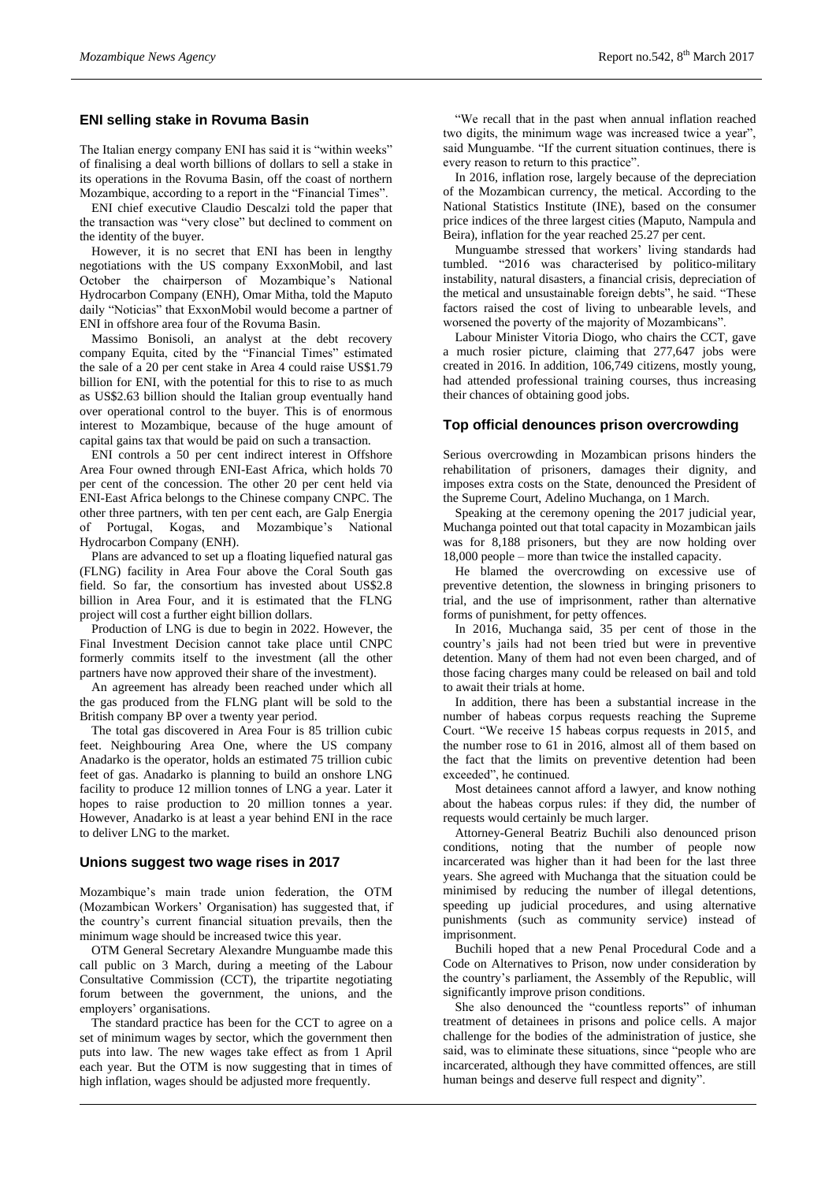## ENI selling stake in Rovuma Basin

The Italian energy company ENI has said it is "within weeks" of finalising a deal worth billions of dollars to sell a stake in its operations in the Rovuma Basin, off the coast of northern Mozambique, according to a report in the "Financial Times".

ENI chief executive Claudio Descalzi told the paper that the transaction was "very close" but declined to comment on the identity of the buyer.

However, it is no secret that ENI has been in lengthy negotiations with the US company ExxonMobil, and last October the chairperson of Mozambique's National Hydrocarbon Company (ENH), Omar Mitha, told the Maputo daily "Noticias" that ExxonMobil would become a partner of ENI in offshore area four of the Rovuma Basin.

Massimo Bonisoli, an analyst at the debt recovery company Equita, cited by the "Financial Times" estimated the sale of a 20 per cent stake in Area 4 could raise US$1.79 billion for ENI, with the potential for this to rise to as much as US$2.63 billion should the Italian group eventually hand over operational control to the buyer. This is of enormous interest to Mozambique, because of the huge amount of capital gains tax that would be paid on such a transaction.

ENI controls a 50 per cent indirect interest in Offshore Area Four owned through ENI-East Africa, which holds 70 per cent of the concession. The other 20 per cent held via ENI-East Africa belongs to the Chinese company CNPC. The other three partners, with ten per cent each, are Galp Energia of Portugal, Kogas, and Mozambique's National Hydrocarbon Company (ENH).

Plans are advanced to set up a floating liquefied natural gas (FLNG) facility in Area Four above the Coral South gas field. So far, the consortium has invested about US$2.8 billion in Area Four, and it is estimated that the FLNG project will cost a further eight billion dollars.

Production of LNG is due to begin in 2022. However, the Final Investment Decision cannot take place until CNPC formerly commits itself to the investment (all the other partners have now approved their share of the investment).

An agreement has already been reached under which all the gas produced from the FLNG plant will be sold to the British company BP over a twenty year period.

The total gas discovered in Area Four is 85 trillion cubic feet. Neighbouring Area One, where the US company Anadarko is the operator, holds an estimated 75 trillion cubic feet of gas. Anadarko is planning to build an onshore LNG facility to produce 12 million tonnes of LNG a year. Later it hopes to raise production to 20 million tonnes a year. However, Anadarko is at least a year behind ENI in the race to deliver LNG to the market.

## Unions suggest two wage rises in 2017

Mozambique's main trade union federation, the OTM (Mozambican Workers' Organisation) has suggested that, if the country's current financial situation prevails, then the minimum wage should be increased twice this year.

OTM General Secretary Alexandre Munguambe made this call public on 3 March, during a meeting of the Labour Consultative Commission (CCT), the tripartite negotiating forum between the government, the unions, and the employers' organisations.

The standard practice has been for the CCT to agree on a set of minimum wages by sector, which the government then puts into law. The new wages take effect as from 1 April each year. But the OTM is now suggesting that in times of high inflation, wages should be adjusted more frequently.

"We recall that in the past when annual inflation reached two digits, the minimum wage was increased twice a year", said Munguambe. "If the current situation continues, there is every reason to return to this practice".

In 2016, inflation rose, largely because of the depreciation of the Mozambican currency, the metical. According to the National Statistics Institute (INE), based on the consumer price indices of the three largest cities (Maputo, Nampula and Beira), inflation for the year reached 25.27 per cent.

Munguambe stressed that workers' living standards had tumbled. "2016 was characterised by politico-military instability, natural disasters, a financial crisis, depreciation of the metical and unsustainable foreign debts", he said. "These factors raised the cost of living to unbearable levels, and worsened the poverty of the majority of Mozambicans".

Labour Minister Vitoria Diogo, who chairs the CCT, gave a much rosier picture, claiming that 277,647 jobs were created in 2016. In addition, 106,749 citizens, mostly young, had attended professional training courses, thus increasing their chances of obtaining good jobs.

## Top official denounces prison overcrowding

Serious overcrowding in Mozambican prisons hinders the rehabilitation of prisoners, damages their dignity, and imposes extra costs on the State, denounced the President of the Supreme Court, Adelino Muchanga, on 1 March.

Speaking at the ceremony opening the 2017 judicial year, Muchanga pointed out that total capacity in Mozambican jails was for 8,188 prisoners, but they are now holding over 18,000 people – more than twice the installed capacity.

He blamed the overcrowding on excessive use of preventive detention, the slowness in bringing prisoners to trial, and the use of imprisonment, rather than alternative forms of punishment, for petty offences.

In 2016, Muchanga said, 35 per cent of those in the country's jails had not been tried but were in preventive detention. Many of them had not even been charged, and of those facing charges many could be released on bail and told to await their trials at home.

In addition, there has been a substantial increase in the number of habeas corpus requests reaching the Supreme Court. "We receive 15 habeas corpus requests in 2015, and the number rose to 61 in 2016, almost all of them based on the fact that the limits on preventive detention had been exceeded", he continued.

Most detainees cannot afford a lawyer, and know nothing about the habeas corpus rules: if they did, the number of requests would certainly be much larger.

Attorney-General Beatriz Buchili also denounced prison conditions, noting that the number of people now incarcerated was higher than it had been for the last three years. She agreed with Muchanga that the situation could be minimised by reducing the number of illegal detentions, speeding up judicial procedures, and using alternative punishments (such as community service) instead of imprisonment.

Buchili hoped that a new Penal Procedural Code and a Code on Alternatives to Prison, now under consideration by the country's parliament, the Assembly of the Republic, will significantly improve prison conditions.

She also denounced the "countless reports" of inhuman treatment of detainees in prisons and police cells. A major challenge for the bodies of the administration of justice, she said, was to eliminate these situations, since "people who are incarcerated, although they have committed offences, are still human beings and deserve full respect and dignity".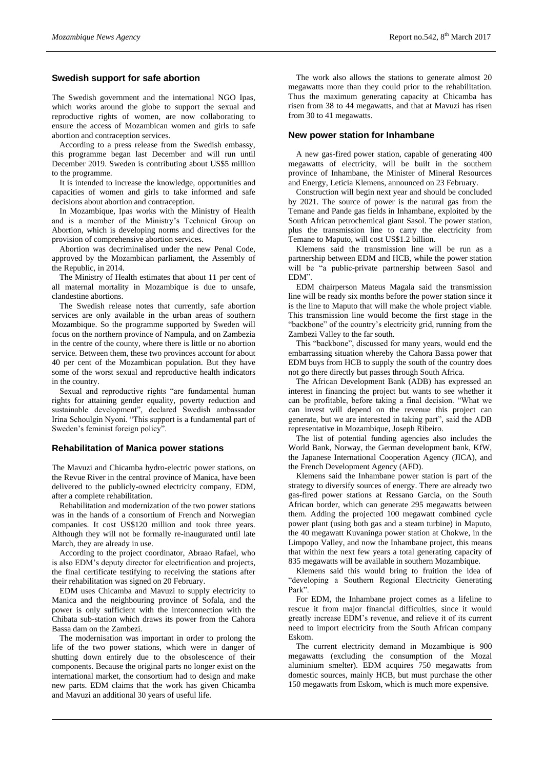## Swedish support for safe abortion

The Swedish government and the international NGO Ipas, which works around the globe to support the sexual and reproductive rights of women, are now collaborating to ensure the access of Mozambican women and girls to safe abortion and contraception services.

According to a press release from the Swedish embassy, this programme began last December and will run until December 2019. Sweden is contributing about US$5 million to the programme.

It is intended to increase the knowledge, opportunities and capacities of women and girls to take informed and safe decisions about abortion and contraception.

In Mozambique, Ipas works with the Ministry of Health and is a member of the Ministry's Technical Group on Abortion, which is developing norms and directives for the provision of comprehensive abortion services.

Abortion was decriminalised under the new Penal Code, approved by the Mozambican parliament, the Assembly of the Republic, in 2014.

The Ministry of Health estimates that about 11 per cent of all maternal mortality in Mozambique is due to unsafe, clandestine abortions.

The Swedish release notes that currently, safe abortion services are only available in the urban areas of southern Mozambique. So the programme supported by Sweden will focus on the northern province of Nampula, and on Zambezia in the centre of the county, where there is little or no abortion service. Between them, these two provinces account for about 40 per cent of the Mozambican population. But they have some of the worst sexual and reproductive health indicators in the country.

Sexual and reproductive rights "are fundamental human rights for attaining gender equality, poverty reduction and sustainable development", declared Swedish ambassador Irina Schoulgin Nyoni. "This support is a fundamental part of Sweden's feminist foreign policy".

## Rehabilitation of Manica power stations

The Mavuzi and Chicamba hydro-electric power stations, on the Revue River in the central province of Manica, have been delivered to the publicly-owned electricity company, EDM, after a complete rehabilitation.

Rehabilitation and modernization of the two power stations was in the hands of a consortium of French and Norwegian companies. It cost US$120 million and took three years. Although they will not be formally re-inaugurated until late March, they are already in use.

According to the project coordinator, Abraao Rafael, who is also EDM's deputy director for electrification and projects, the final certificate testifying to receiving the stations after their rehabilitation was signed on 20 February.

EDM uses Chicamba and Mavuzi to supply electricity to Manica and the neighbouring province of Sofala, and the power is only sufficient with the interconnection with the Chibata sub-station which draws its power from the Cahora Bassa dam on the Zambezi.

The modernisation was important in order to prolong the life of the two power stations, which were in danger of shutting down entirely due to the obsolescence of their components. Because the original parts no longer exist on the international market, the consortium had to design and make new parts. EDM claims that the work has given Chicamba and Mavuzi an additional 30 years of useful life.

The work also allows the stations to generate almost 20 megawatts more than they could prior to the rehabilitation. Thus the maximum generating capacity at Chicamba has risen from 38 to 44 megawatts, and that at Mavuzi has risen from 30 to 41 megawatts.

## New power station for Inhambane

A new gas-fired power station, capable of generating 400 megawatts of electricity, will be built in the southern province of Inhambane, the Minister of Mineral Resources and Energy, Leticia Klemens, announced on 23 February.

Construction will begin next year and should be concluded by 2021. The source of power is the natural gas from the Temane and Pande gas fields in Inhambane, exploited by the South African petrochemical giant Sasol. The power station, plus the transmission line to carry the electricity from Temane to Maputo, will cost US$1.2 billion.

Klemens said the transmission line will be run as a partnership between EDM and HCB, while the power station will be "a public-private partnership between Sasol and EDM".

EDM chairperson Mateus Magala said the transmission line will be ready six months before the power station since it is the line to Maputo that will make the whole project viable. This transmission line would become the first stage in the "backbone" of the country's electricity grid, running from the Zambezi Valley to the far south.

This "backbone", discussed for many years, would end the embarrassing situation whereby the Cahora Bassa power that EDM buys from HCB to supply the south of the country does not go there directly but passes through South Africa.

The African Development Bank (ADB) has expressed an interest in financing the project but wants to see whether it can be profitable, before taking a final decision. "What we can invest will depend on the revenue this project can generate, but we are interested in taking part", said the ADB representative in Mozambique, Joseph Ribeiro.

The list of potential funding agencies also includes the World Bank, Norway, the German development bank, KfW, the Japanese International Cooperation Agency (JICA), and the French Development Agency (AFD).

Klemens said the Inhambane power station is part of the strategy to diversify sources of energy. There are already two gas-fired power stations at Ressano Garcia, on the South African border, which can generate 295 megawatts between them. Adding the projected 100 megawatt combined cycle power plant (using both gas and a steam turbine) in Maputo, the 40 megawatt Kuvaninga power station at Chokwe, in the Limpopo Valley, and now the Inhambane project, this means that within the next few years a total generating capacity of 835 megawatts will be available in southern Mozambique.

Klemens said this would bring to fruition the idea of "developing a Southern Regional Electricity Generating Park".

For EDM, the Inhambane project comes as a lifeline to rescue it from major financial difficulties, since it would greatly increase EDM's revenue, and relieve it of its current need to import electricity from the South African company Eskom.

The current electricity demand in Mozambique is 900 megawatts (excluding the consumption of the Mozal aluminium smelter). EDM acquires 750 megawatts from domestic sources, mainly HCB, but must purchase the other 150 megawatts from Eskom, which is much more expensive.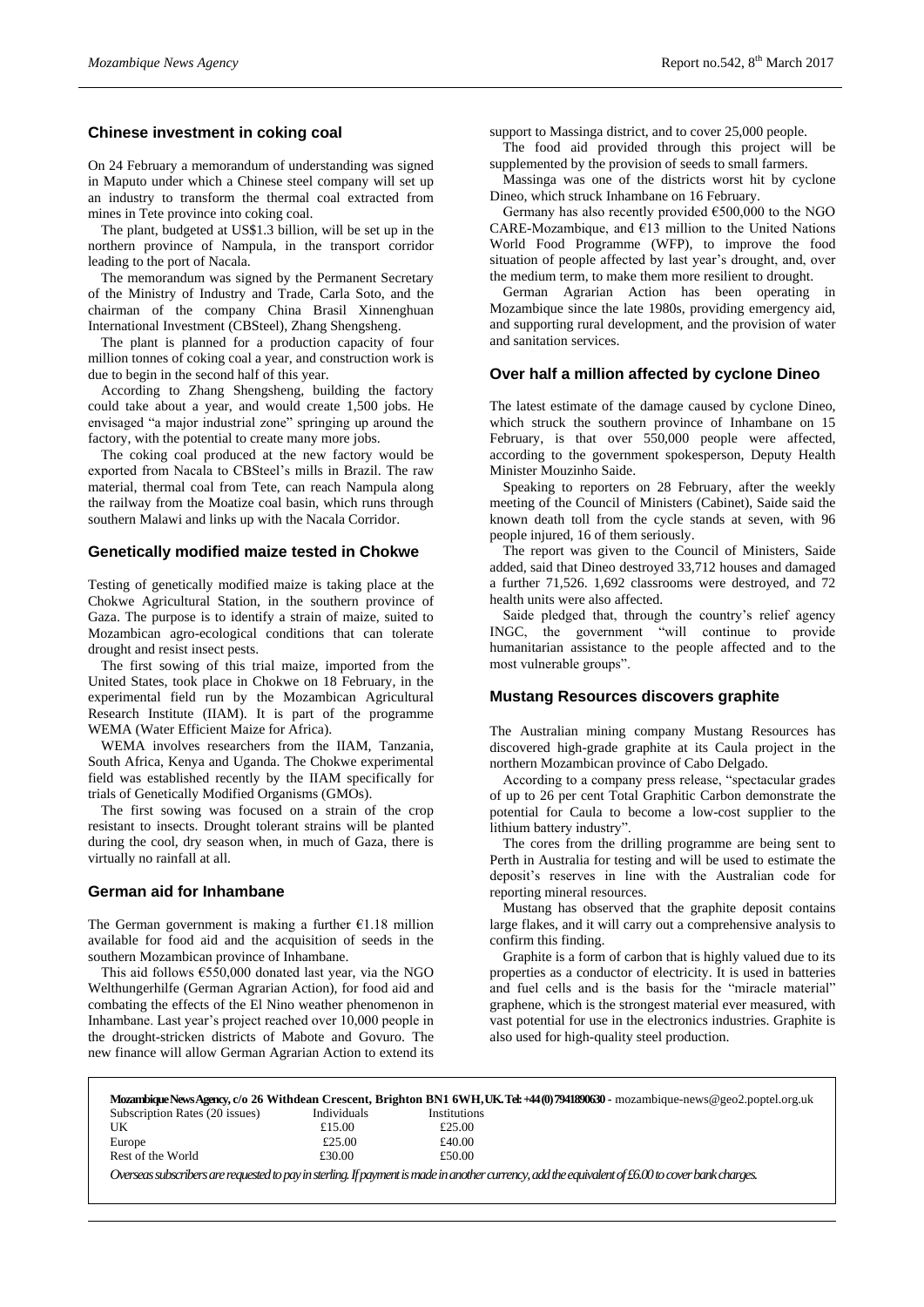## Chinese investment in coking coal

On 24 February a memorandum of understanding was signed in Maputo under which a Chinese steel company will set up an industry to transform the thermal coal extracted from mines in Tete province into coking coal.

The plant, budgeted at US$1.3 billion, will be set up in the northern province of Nampula, in the transport corridor leading to the port of Nacala.

The memorandum was signed by the Permanent Secretary of the Ministry of Industry and Trade, Carla Soto, and the chairman of the company China Brasil Xinnenghuan International Investment (CBSteel), Zhang Shengsheng.

The plant is planned for a production capacity of four million tonnes of coking coal a year, and construction work is due to begin in the second half of this year.

According to Zhang Shengsheng, building the factory could take about a year, and would create 1,500 jobs. He envisaged "a major industrial zone" springing up around the factory, with the potential to create many more jobs.

The coking coal produced at the new factory would be exported from Nacala to CBSteel's mills in Brazil. The raw material, thermal coal from Tete, can reach Nampula along the railway from the Moatize coal basin, which runs through southern Malawi and links up with the Nacala Corridor.

## Genetically modified maize tested in Chokwe

Testing of genetically modified maize is taking place at the Chokwe Agricultural Station, in the southern province of Gaza. The purpose is to identify a strain of maize, suited to Mozambican agro-ecological conditions that can tolerate drought and resist insect pests.

The first sowing of this trial maize, imported from the United States, took place in Chokwe on 18 February, in the experimental field run by the Mozambican Agricultural Research Institute (IIAM). It is part of the programme WEMA (Water Efficient Maize for Africa).

WEMA involves researchers from the IIAM, Tanzania, South Africa, Kenya and Uganda. The Chokwe experimental field was established recently by the IIAM specifically for trials of Genetically Modified Organisms (GMOs).

The first sowing was focused on a strain of the crop resistant to insects. Drought tolerant strains will be planted during the cool, dry season when, in much of Gaza, there is virtually no rainfall at all.

## German aid for Inhambane

The German government is making a further €1.18 million available for food aid and the acquisition of seeds in the southern Mozambican province of Inhambane.

This aid follows €550,000 donated last year, via the NGO Welthungerhilfe (German Agrarian Action), for food aid and combating the effects of the El Nino weather phenomenon in Inhambane. Last year's project reached over 10,000 people in the drought-stricken districts of Mabote and Govuro. The new finance will allow German Agrarian Action to extend its support to Massinga district, and to cover 25,000 people.

The food aid provided through this project will be supplemented by the provision of seeds to small farmers.

Massinga was one of the districts worst hit by cyclone Dineo, which struck Inhambane on 16 February.

Germany has also recently provided €500,000 to the NGO CARE-Mozambique, and €13 million to the United Nations World Food Programme (WFP), to improve the food situation of people affected by last year's drought, and, over the medium term, to make them more resilient to drought.

German Agrarian Action has been operating in Mozambique since the late 1980s, providing emergency aid, and supporting rural development, and the provision of water and sanitation services.

## Over half a million affected by cyclone Dineo

The latest estimate of the damage caused by cyclone Dineo, which struck the southern province of Inhambane on 15 February, is that over 550,000 people were affected, according to the government spokesperson, Deputy Health Minister Mouzinho Saide.

Speaking to reporters on 28 February, after the weekly meeting of the Council of Ministers (Cabinet), Saide said the known death toll from the cycle stands at seven, with 96 people injured, 16 of them seriously.

The report was given to the Council of Ministers, Saide added, said that Dineo destroyed 33,712 houses and damaged a further 71,526. 1,692 classrooms were destroyed, and 72 health units were also affected.

Saide pledged that, through the country's relief agency INGC, the government "will continue to provide humanitarian assistance to the people affected and to the most vulnerable groups".

## Mustang Resources discovers graphite

The Australian mining company Mustang Resources has discovered high-grade graphite at its Caula project in the northern Mozambican province of Cabo Delgado.

According to a company press release, "spectacular grades of up to 26 per cent Total Graphitic Carbon demonstrate the potential for Caula to become a low-cost supplier to the lithium battery industry".

The cores from the drilling programme are being sent to Perth in Australia for testing and will be used to estimate the deposit's reserves in line with the Australian code for reporting mineral resources.

Mustang has observed that the graphite deposit contains large flakes, and it will carry out a comprehensive analysis to confirm this finding.

Graphite is a form of carbon that is highly valued due to its properties as a conductor of electricity. It is used in batteries and fuel cells and is the basis for the "miracle material" graphene, which is the strongest material ever measured, with vast potential for use in the electronics industries. Graphite is also used for high-quality steel production.

---

**Mozambique News Agency, c/o 26 Withdean Crescent, Brighton BN1 6WH, UK. Tel: +44 (0) 7941890630** - mozambique-news@geo2.poptel.org.uk

| Subscription Rates (20 issues) | Individuals | Institutions |
|---|---|---|
| UK | £15.00 | £25.00 |
| Europe | £25.00 | £40.00 |
| Rest of the World | £30.00 | £50.00 |

*Overseas subscribers are requested to pay in sterling. If payment is made in another currency, add the equivalent of £6.00 to cover bank charges.*